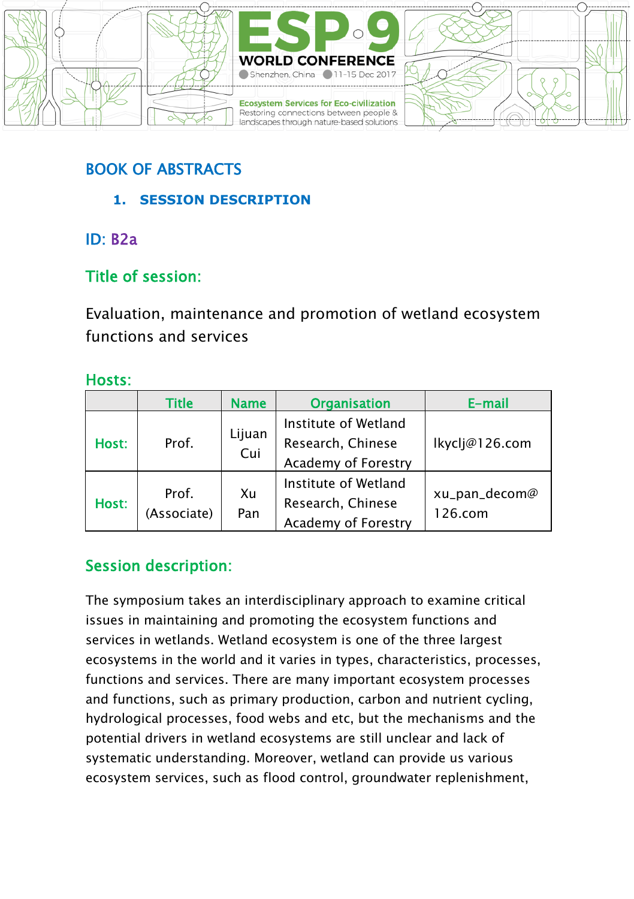# BOOK OF ABSTRACTS

## 1. SESSION DESCRIPTION

**ID:** B2a

**Title of session:**

Evaluation, maintenance and promotion of wetland ecosystem functions and services

**Hosts:**

| | Title | Name | Organisation | E-mail |
|---|---|---|---|---|
| Host: | Prof. | Lijuan Cui | Institute of Wetland Research, Chinese Academy of Forestry | lkyclj@126.com |
| Host: | Prof. (Associate) | Xu Pan | Institute of Wetland Research, Chinese Academy of Forestry | xu_pan_decom@126.com |

**Session description:**

The symposium takes an interdisciplinary approach to examine critical issues in maintaining and promoting the ecosystem functions and services in wetlands. Wetland ecosystem is one of the three largest ecosystems in the world and it varies in types, characteristics, processes, functions and services. There are many important ecosystem processes and functions, such as primary production, carbon and nutrient cycling, hydrological processes, food webs and etc, but the mechanisms and the potential drivers in wetland ecosystems are still unclear and lack of systematic understanding. Moreover, wetland can provide us various ecosystem services, such as flood control, groundwater replenishment,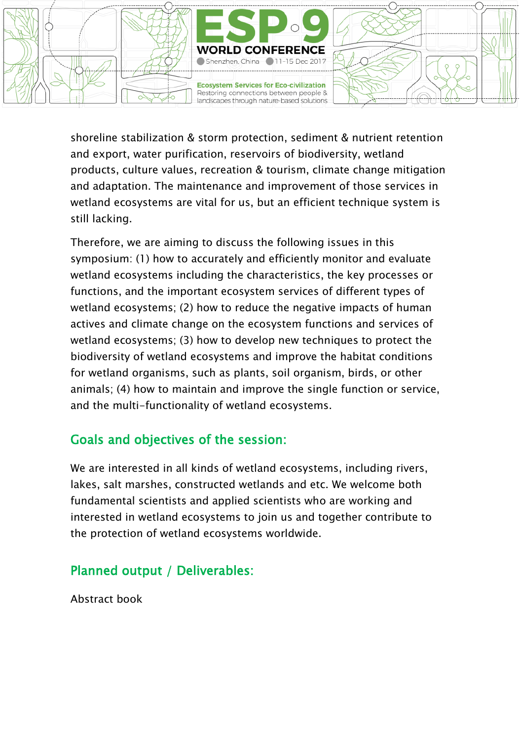shoreline stabilization & storm protection, sediment & nutrient retention and export, water purification, reservoirs of biodiversity, wetland products, culture values, recreation & tourism, climate change mitigation and adaptation. The maintenance and improvement of those services in wetland ecosystems are vital for us, but an efficient technique system is still lacking.

Therefore, we are aiming to discuss the following issues in this symposium: (1) how to accurately and efficiently monitor and evaluate wetland ecosystems including the characteristics, the key processes or functions, and the important ecosystem services of different types of wetland ecosystems; (2) how to reduce the negative impacts of human actives and climate change on the ecosystem functions and services of wetland ecosystems; (3) how to develop new techniques to protect the biodiversity of wetland ecosystems and improve the habitat conditions for wetland organisms, such as plants, soil organism, birds, or other animals; (4) how to maintain and improve the single function or service, and the multi-functionality of wetland ecosystems.

## Goals and objectives of the session:

We are interested in all kinds of wetland ecosystems, including rivers, lakes, salt marshes, constructed wetlands and etc. We welcome both fundamental scientists and applied scientists who are working and interested in wetland ecosystems to join us and together contribute to the protection of wetland ecosystems worldwide.

## Planned output / Deliverables:

Abstract book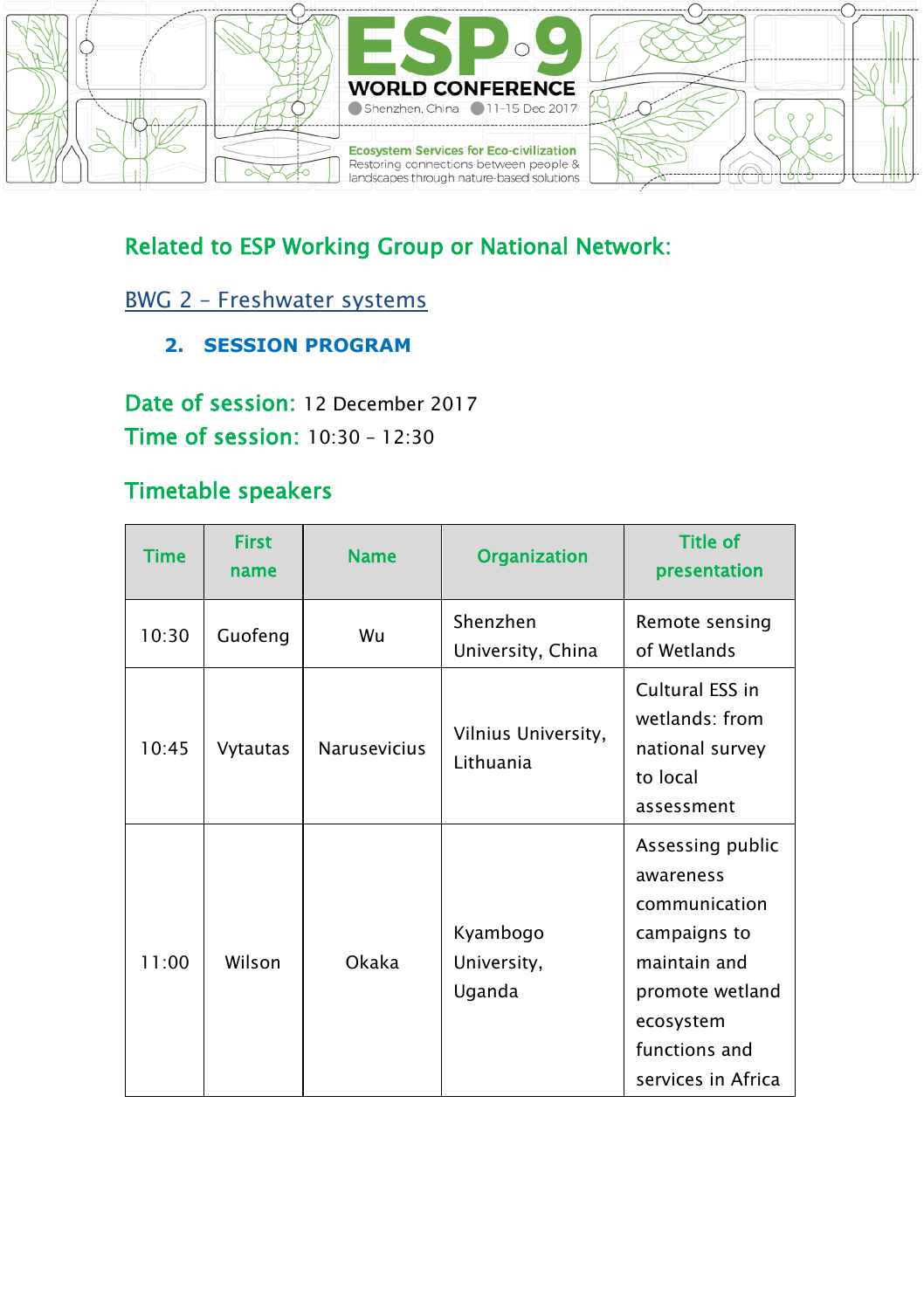## Related to ESP Working Group or National Network:

BWG 2 – Freshwater systems

### 2. SESSION PROGRAM

**Date of session:** 12 December 2017
**Time of session:** 10:30 – 12:30

### Timetable speakers

| Time | First name | Name | Organization | Title of presentation |
|---|---|---|---|---|
| 10:30 | Guofeng | Wu | Shenzhen University, China | Remote sensing of Wetlands |
| 10:45 | Vytautas | Narusevicius | Vilnius University, Lithuania | Cultural ESS in wetlands: from national survey to local assessment |
| 11:00 | Wilson | Okaka | Kyambogo University, Uganda | Assessing public awareness communication campaigns to maintain and promote wetland ecosystem functions and services in Africa |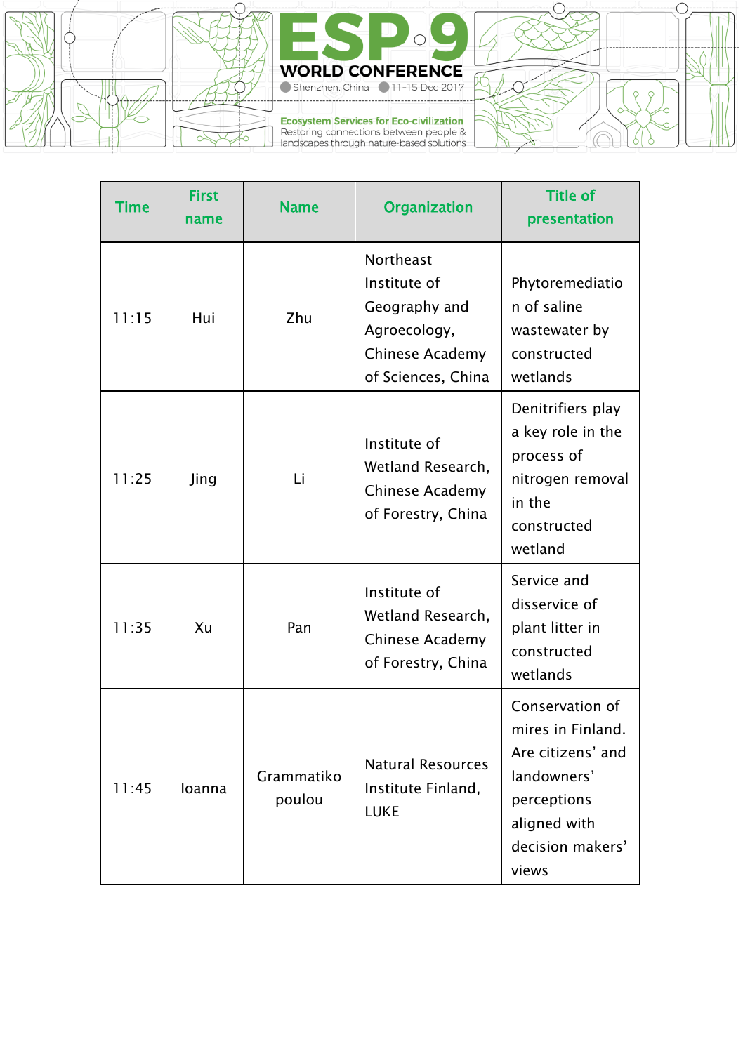| Time | First name | Name | Organization | Title of presentation |
|---|---|---|---|---|
| 11:15 | Hui | Zhu | Northeast Institute of Geography and Agroecology, Chinese Academy of Sciences, China | Phytoremediation of saline wastewater by constructed wetlands |
| 11:25 | Jing | Li | Institute of Wetland Research, Chinese Academy of Forestry, China | Denitrifiers play a key role in the process of nitrogen removal in the constructed wetland |
| 11:35 | Xu | Pan | Institute of Wetland Research, Chinese Academy of Forestry, China | Service and disservice of plant litter in constructed wetlands |
| 11:45 | Ioanna | Grammatikopoulou | Natural Resources Institute Finland, LUKE | Conservation of mires in Finland. Are citizens' and landowners' perceptions aligned with decision makers' views |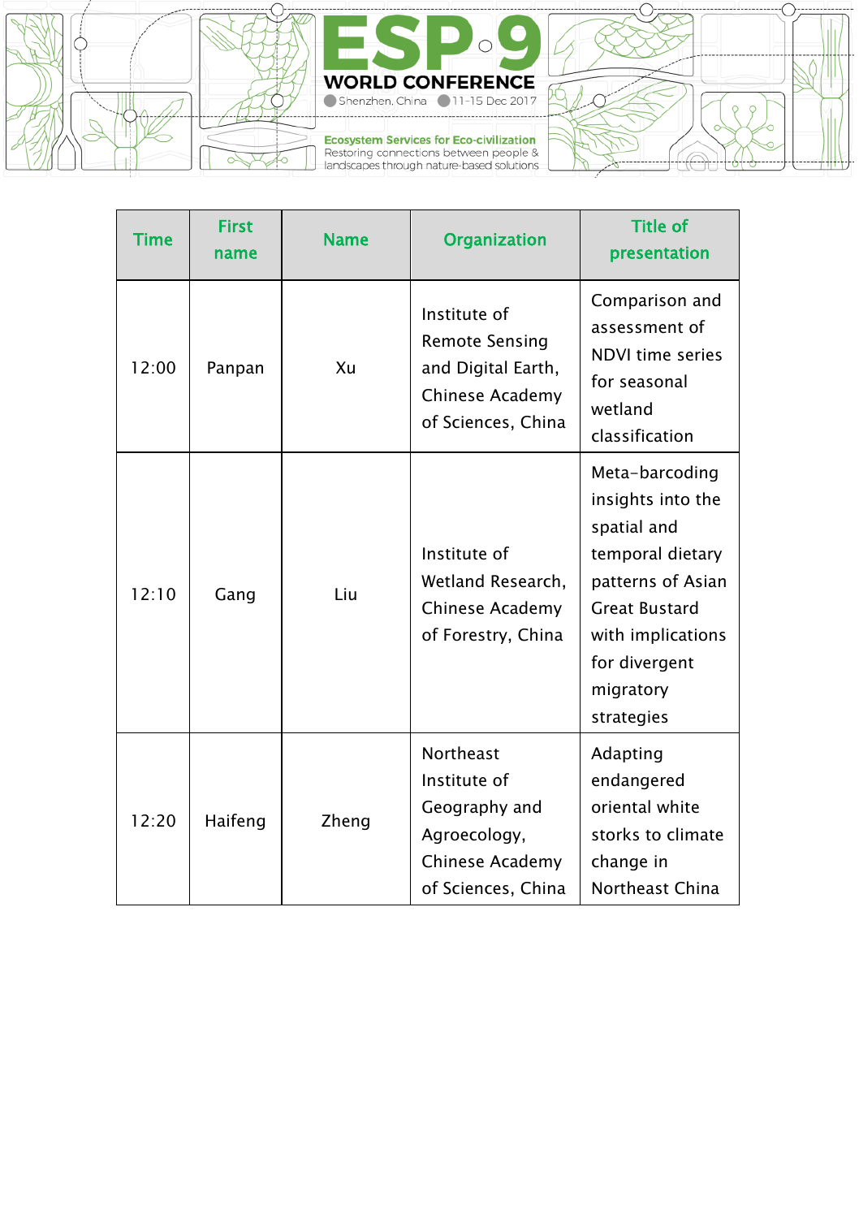| Time | First name | Name | Organization | Title of presentation |
|---|---|---|---|---|
| 12:00 | Panpan | Xu | Institute of Remote Sensing and Digital Earth, Chinese Academy of Sciences, China | Comparison and assessment of NDVI time series for seasonal wetland classification |
| 12:10 | Gang | Liu | Institute of Wetland Research, Chinese Academy of Forestry, China | Meta-barcoding insights into the spatial and temporal dietary patterns of Asian Great Bustard with implications for divergent migratory strategies |
| 12:20 | Haifeng | Zheng | Northeast Institute of Geography and Agroecology, Chinese Academy of Sciences, China | Adapting endangered oriental white storks to climate change in Northeast China |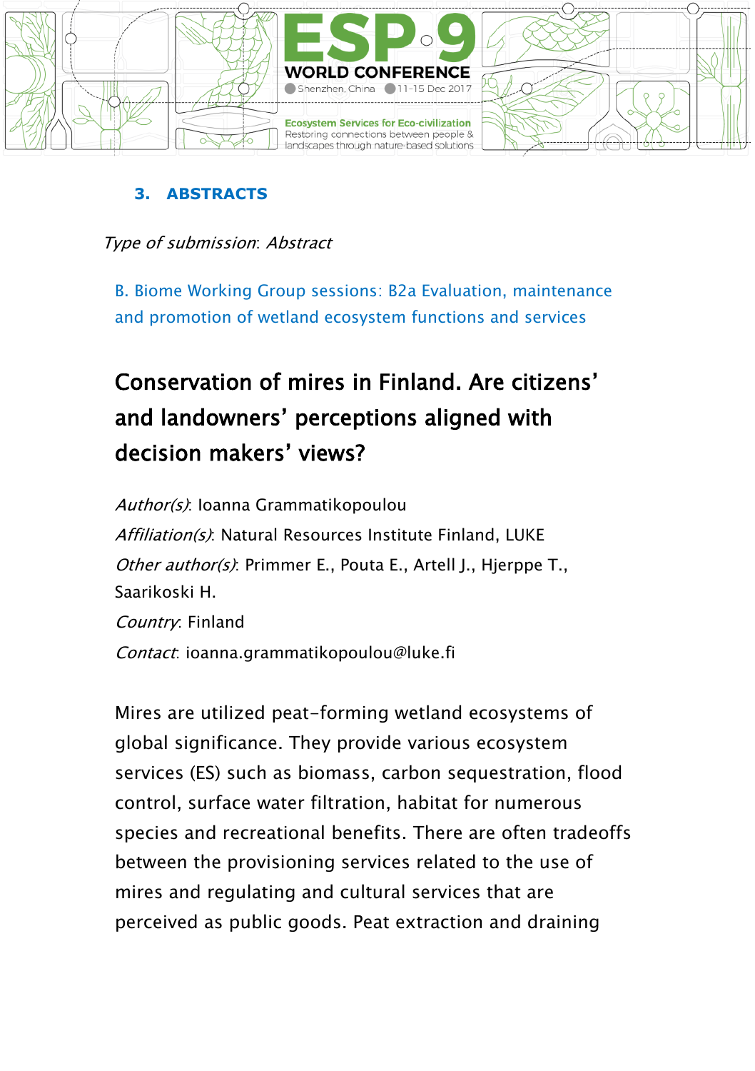## 3. ABSTRACTS

*Type of submission*: *Abstract*

B. Biome Working Group sessions: B2a Evaluation, maintenance and promotion of wetland ecosystem functions and services

### Conservation of mires in Finland. Are citizens' and landowners' perceptions aligned with decision makers' views?

*Author(s)*: Ioanna Grammatikopoulou
*Affiliation(s)*: Natural Resources Institute Finland, LUKE
*Other author(s)*: Primmer E., Pouta E., Artell J., Hjerppe T., Saarikoski H.
*Country*: Finland
*Contact*: ioanna.grammatikopoulou@luke.fi

Mires are utilized peat-forming wetland ecosystems of global significance. They provide various ecosystem services (ES) such as biomass, carbon sequestration, flood control, surface water filtration, habitat for numerous species and recreational benefits. There are often tradeoffs between the provisioning services related to the use of mires and regulating and cultural services that are perceived as public goods. Peat extraction and draining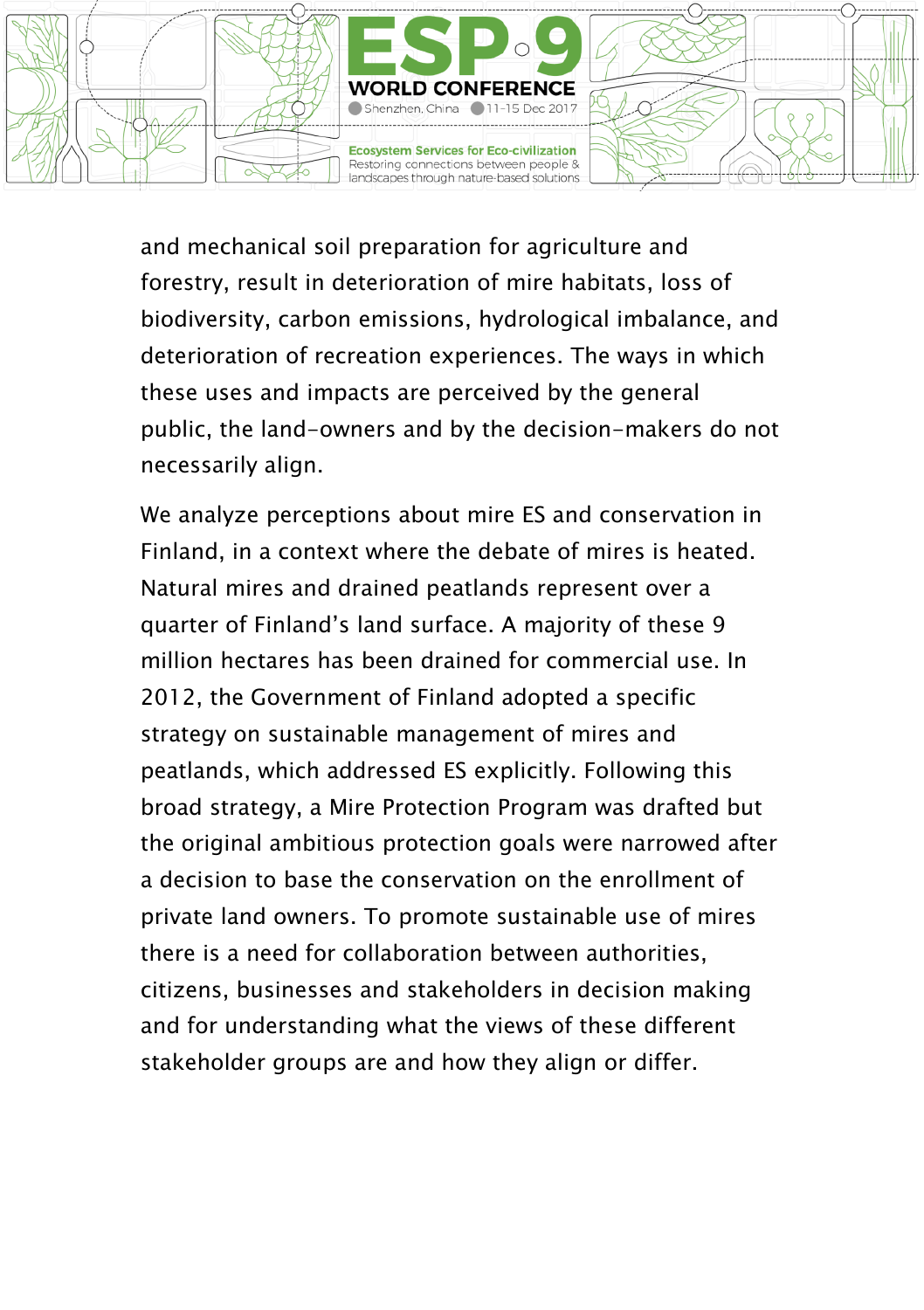and mechanical soil preparation for agriculture and forestry, result in deterioration of mire habitats, loss of biodiversity, carbon emissions, hydrological imbalance, and deterioration of recreation experiences. The ways in which these uses and impacts are perceived by the general public, the land-owners and by the decision-makers do not necessarily align.

We analyze perceptions about mire ES and conservation in Finland, in a context where the debate of mires is heated. Natural mires and drained peatlands represent over a quarter of Finland's land surface. A majority of these 9 million hectares has been drained for commercial use. In 2012, the Government of Finland adopted a specific strategy on sustainable management of mires and peatlands, which addressed ES explicitly. Following this broad strategy, a Mire Protection Program was drafted but the original ambitious protection goals were narrowed after a decision to base the conservation on the enrollment of private land owners. To promote sustainable use of mires there is a need for collaboration between authorities, citizens, businesses and stakeholders in decision making and for understanding what the views of these different stakeholder groups are and how they align or differ.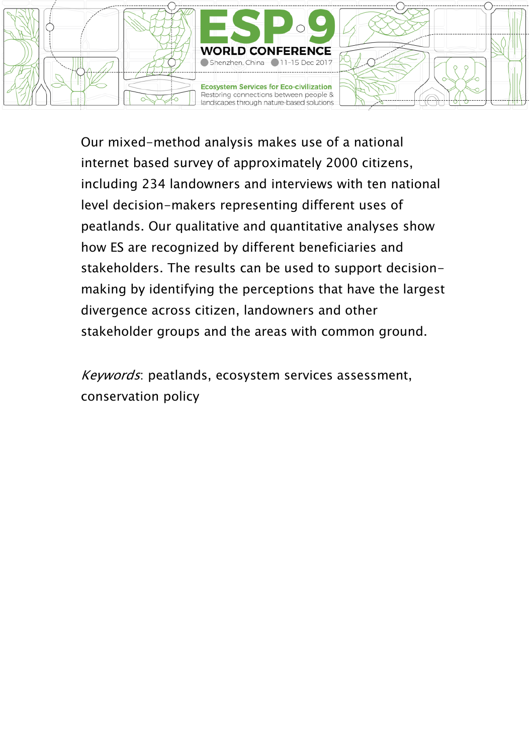Our mixed-method analysis makes use of a national internet based survey of approximately 2000 citizens, including 234 landowners and interviews with ten national level decision-makers representing different uses of peatlands. Our qualitative and quantitative analyses show how ES are recognized by different beneficiaries and stakeholders. The results can be used to support decision-making by identifying the perceptions that have the largest divergence across citizen, landowners and other stakeholder groups and the areas with common ground.

*Keywords*: peatlands, ecosystem services assessment, conservation policy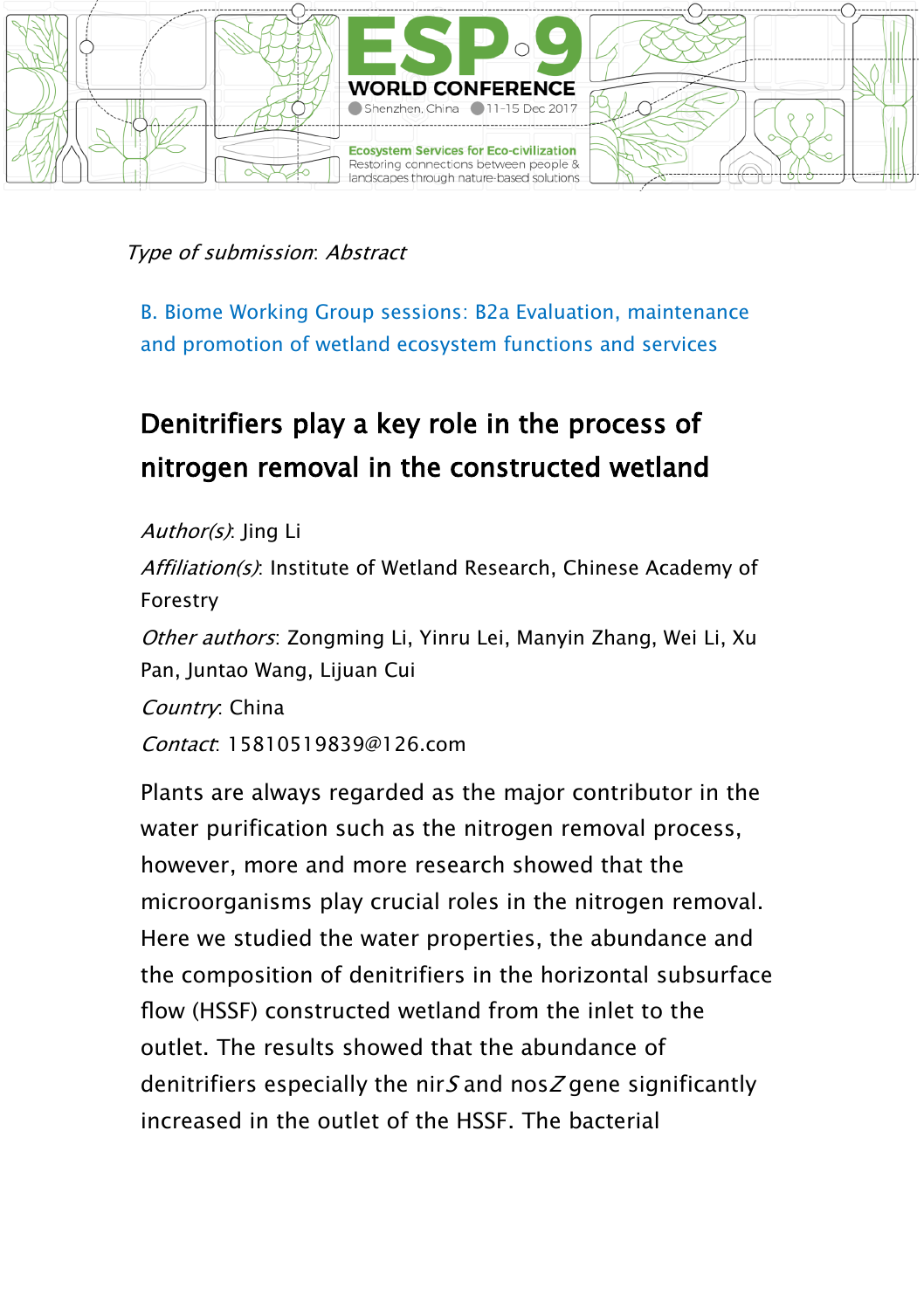*Type of submission*: *Abstract*

B. Biome Working Group sessions: B2a Evaluation, maintenance and promotion of wetland ecosystem functions and services

## Denitrifiers play a key role in the process of nitrogen removal in the constructed wetland

*Author(s)*: Jing Li

*Affiliation(s)*: Institute of Wetland Research, Chinese Academy of Forestry

*Other authors*: Zongming Li, Yinru Lei, Manyin Zhang, Wei Li, Xu Pan, Juntao Wang, Lijuan Cui

*Country*: China

*Contact*: 15810519839@126.com

Plants are always regarded as the major contributor in the water purification such as the nitrogen removal process, however, more and more research showed that the microorganisms play crucial roles in the nitrogen removal. Here we studied the water properties, the abundance and the composition of denitrifiers in the horizontal subsurface flow (HSSF) constructed wetland from the inlet to the outlet. The results showed that the abundance of denitrifiers especially the nir*S* and nos*Z* gene significantly increased in the outlet of the HSSF. The bacterial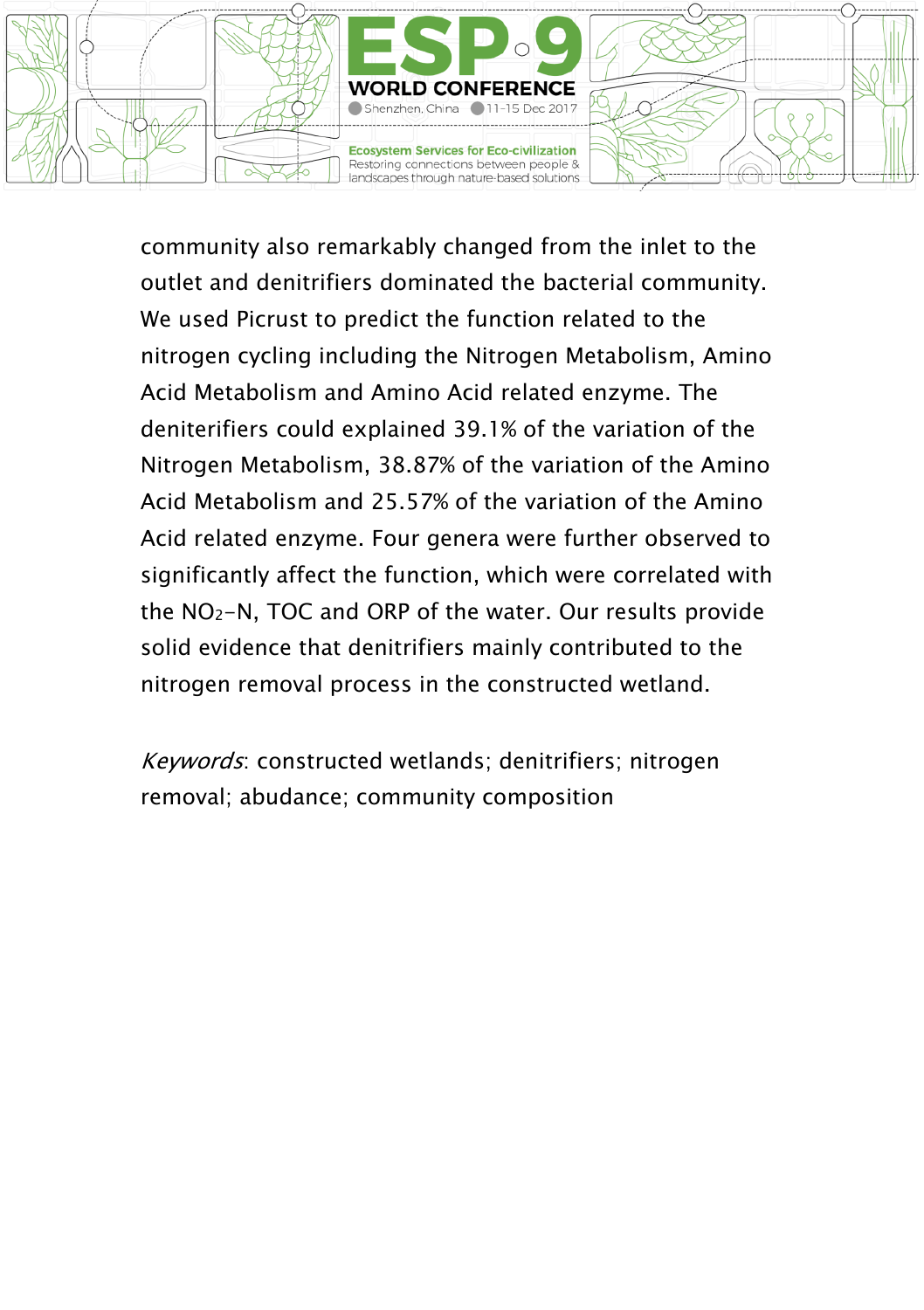community also remarkably changed from the inlet to the outlet and denitrifiers dominated the bacterial community. We used Picrust to predict the function related to the nitrogen cycling including the Nitrogen Metabolism, Amino Acid Metabolism and Amino Acid related enzyme. The deniterifiers could explained 39.1% of the variation of the Nitrogen Metabolism, 38.87% of the variation of the Amino Acid Metabolism and 25.57% of the variation of the Amino Acid related enzyme. Four genera were further observed to significantly affect the function, which were correlated with the $NO_2$-N, TOC and ORP of the water. Our results provide solid evidence that denitrifiers mainly contributed to the nitrogen removal process in the constructed wetland.

*Keywords*: constructed wetlands; denitrifiers; nitrogen removal; abudance; community composition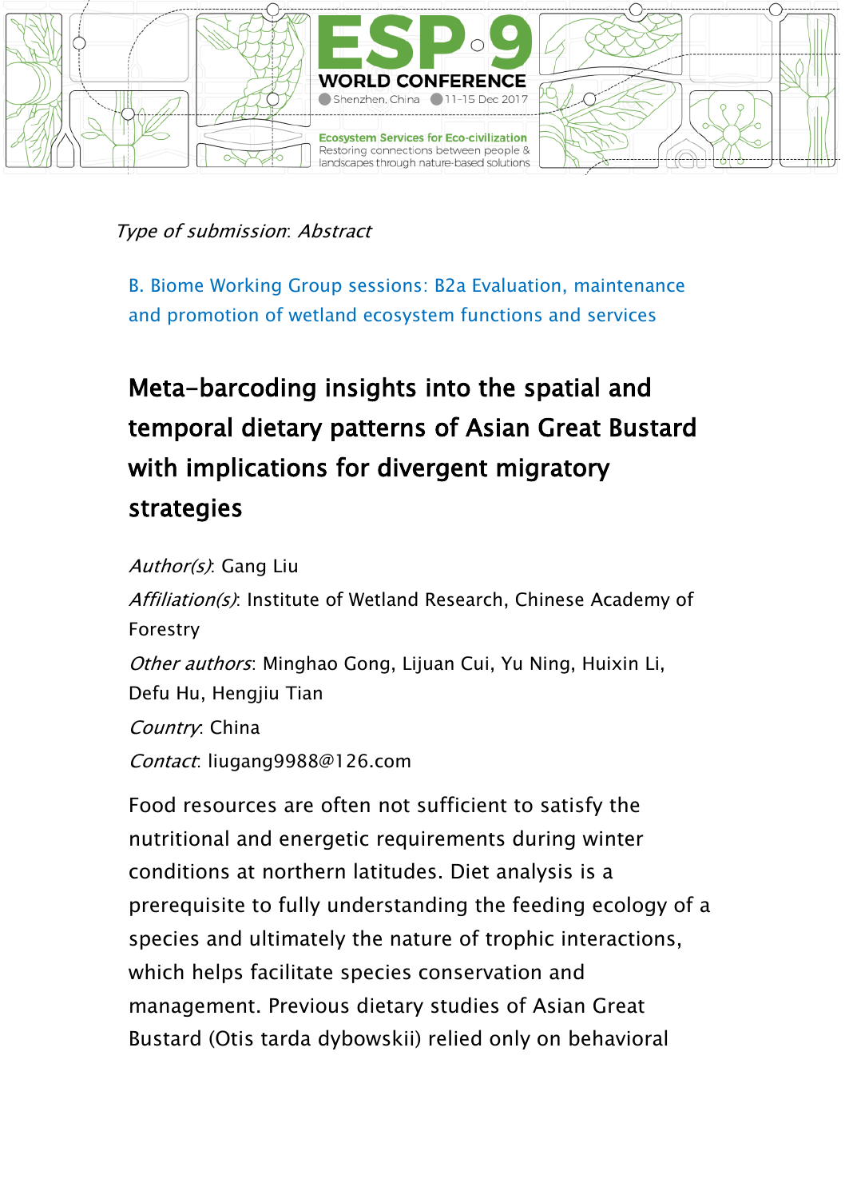*Type of submission*: *Abstract*

B. Biome Working Group sessions: B2a Evaluation, maintenance and promotion of wetland ecosystem functions and services

# Meta-barcoding insights into the spatial and temporal dietary patterns of Asian Great Bustard with implications for divergent migratory strategies

*Author(s)*: Gang Liu

*Affiliation(s)*: Institute of Wetland Research, Chinese Academy of Forestry

*Other authors*: Minghao Gong, Lijuan Cui, Yu Ning, Huixin Li, Defu Hu, Hengjiu Tian

*Country*: China

*Contact*: liugang9988@126.com

Food resources are often not sufficient to satisfy the nutritional and energetic requirements during winter conditions at northern latitudes. Diet analysis is a prerequisite to fully understanding the feeding ecology of a species and ultimately the nature of trophic interactions, which helps facilitate species conservation and management. Previous dietary studies of Asian Great Bustard (Otis tarda dybowskii) relied only on behavioral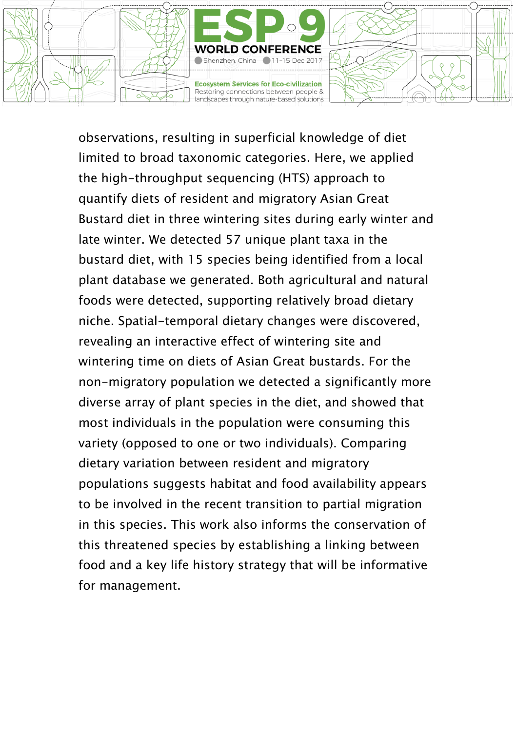observations, resulting in superficial knowledge of diet limited to broad taxonomic categories. Here, we applied the high-throughput sequencing (HTS) approach to quantify diets of resident and migratory Asian Great Bustard diet in three wintering sites during early winter and late winter. We detected 57 unique plant taxa in the bustard diet, with 15 species being identified from a local plant database we generated. Both agricultural and natural foods were detected, supporting relatively broad dietary niche. Spatial-temporal dietary changes were discovered, revealing an interactive effect of wintering site and wintering time on diets of Asian Great bustards. For the non-migratory population we detected a significantly more diverse array of plant species in the diet, and showed that most individuals in the population were consuming this variety (opposed to one or two individuals). Comparing dietary variation between resident and migratory populations suggests habitat and food availability appears to be involved in the recent transition to partial migration in this species. This work also informs the conservation of this threatened species by establishing a linking between food and a key life history strategy that will be informative for management.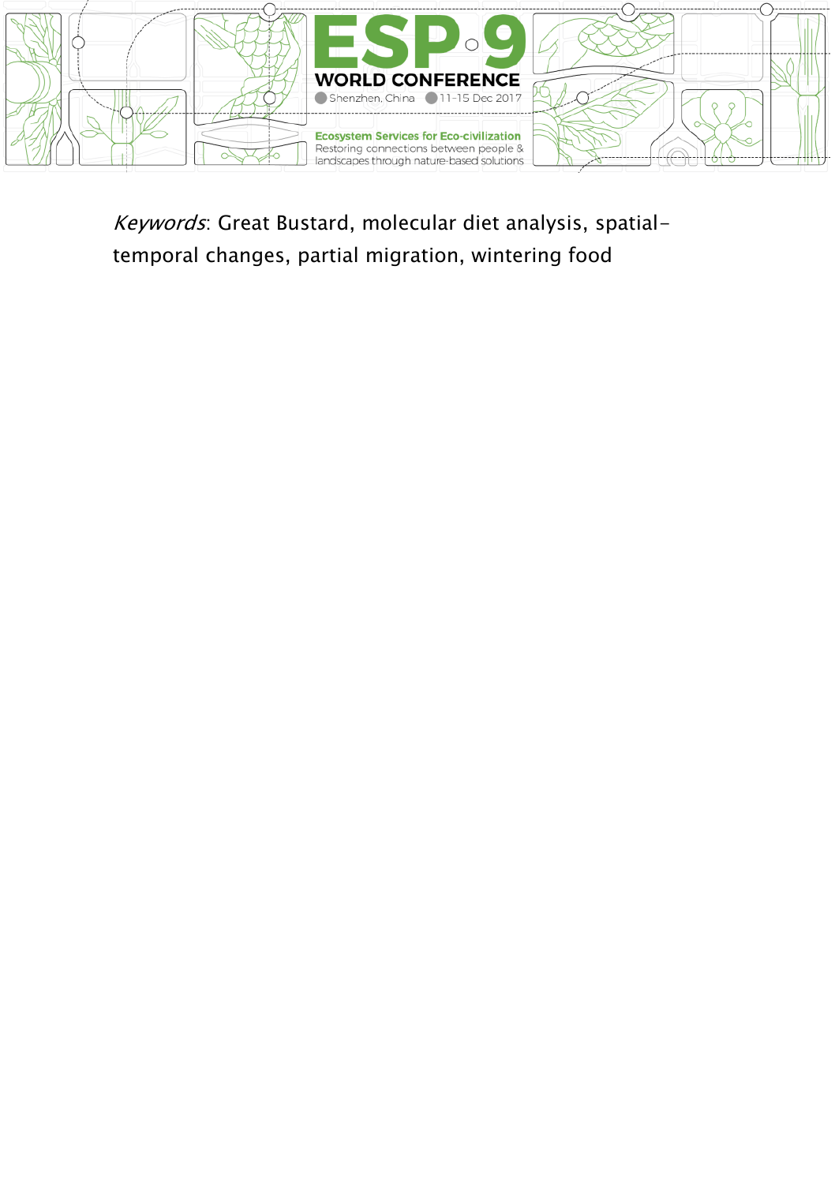*Keywords*: Great Bustard, molecular diet analysis, spatial-temporal changes, partial migration, wintering food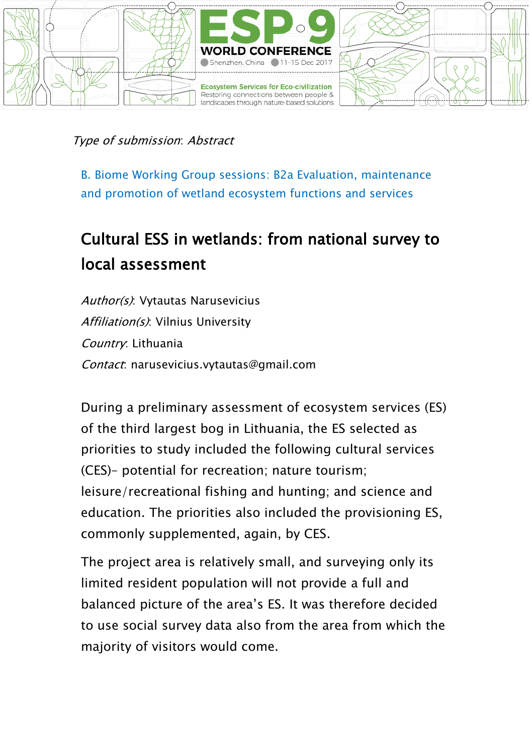*Type of submission*: *Abstract*

B. Biome Working Group sessions: B2a Evaluation, maintenance and promotion of wetland ecosystem functions and services

# Cultural ESS in wetlands: from national survey to local assessment

*Author(s)*: Vytautas Narusevicius
*Affiliation(s)*: Vilnius University
*Country*: Lithuania
*Contact*: narusevicius.vytautas@gmail.com

During a preliminary assessment of ecosystem services (ES) of the third largest bog in Lithuania, the ES selected as priorities to study included the following cultural services (CES)– potential for recreation; nature tourism; leisure/recreational fishing and hunting; and science and education. The priorities also included the provisioning ES, commonly supplemented, again, by CES.

The project area is relatively small, and surveying only its limited resident population will not provide a full and balanced picture of the area's ES. It was therefore decided to use social survey data also from the area from which the majority of visitors would come.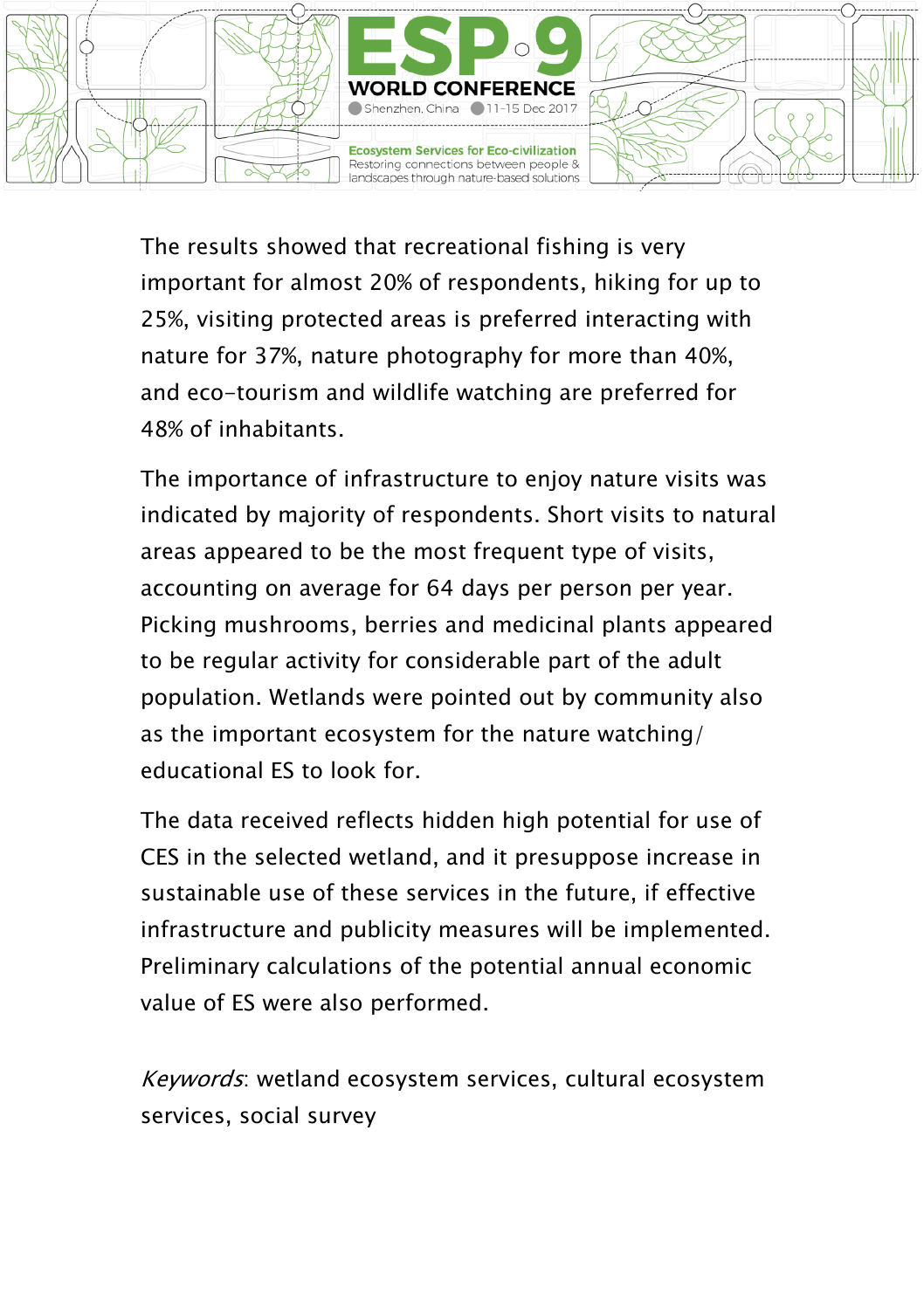The results showed that recreational fishing is very important for almost 20% of respondents, hiking for up to 25%, visiting protected areas is preferred interacting with nature for 37%, nature photography for more than 40%, and eco-tourism and wildlife watching are preferred for 48% of inhabitants.

The importance of infrastructure to enjoy nature visits was indicated by majority of respondents. Short visits to natural areas appeared to be the most frequent type of visits, accounting on average for 64 days per person per year. Picking mushrooms, berries and medicinal plants appeared to be regular activity for considerable part of the adult population. Wetlands were pointed out by community also as the important ecosystem for the nature watching/ educational ES to look for.

The data received reflects hidden high potential for use of CES in the selected wetland, and it presuppose increase in sustainable use of these services in the future, if effective infrastructure and publicity measures will be implemented. Preliminary calculations of the potential annual economic value of ES were also performed.

*Keywords*: wetland ecosystem services, cultural ecosystem services, social survey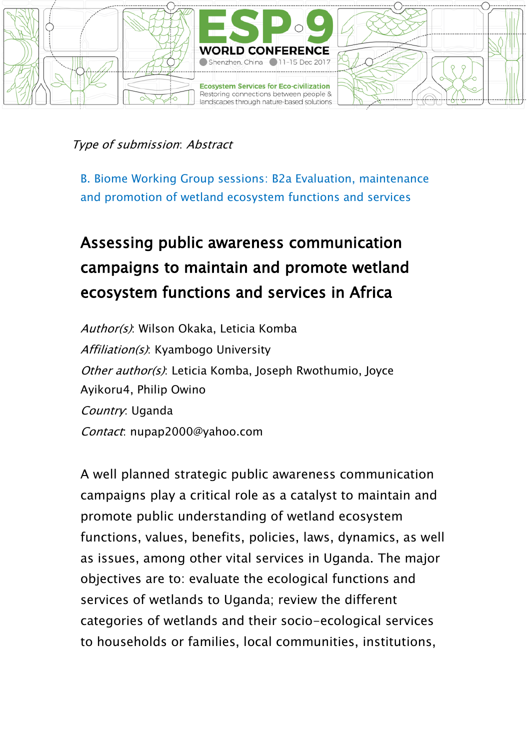*Type of submission*: *Abstract*

B. Biome Working Group sessions: B2a Evaluation, maintenance and promotion of wetland ecosystem functions and services

## Assessing public awareness communication campaigns to maintain and promote wetland ecosystem functions and services in Africa

*Author(s)*: Wilson Okaka, Leticia Komba

*Affiliation(s)*: Kyambogo University

*Other author(s)*: Leticia Komba, Joseph Rwothumio, Joyce Ayikoru4, Philip Owino

*Country*: Uganda

*Contact*: nupap2000@yahoo.com

A well planned strategic public awareness communication campaigns play a critical role as a catalyst to maintain and promote public understanding of wetland ecosystem functions, values, benefits, policies, laws, dynamics, as well as issues, among other vital services in Uganda. The major objectives are to: evaluate the ecological functions and services of wetlands to Uganda; review the different categories of wetlands and their socio-ecological services to households or families, local communities, institutions,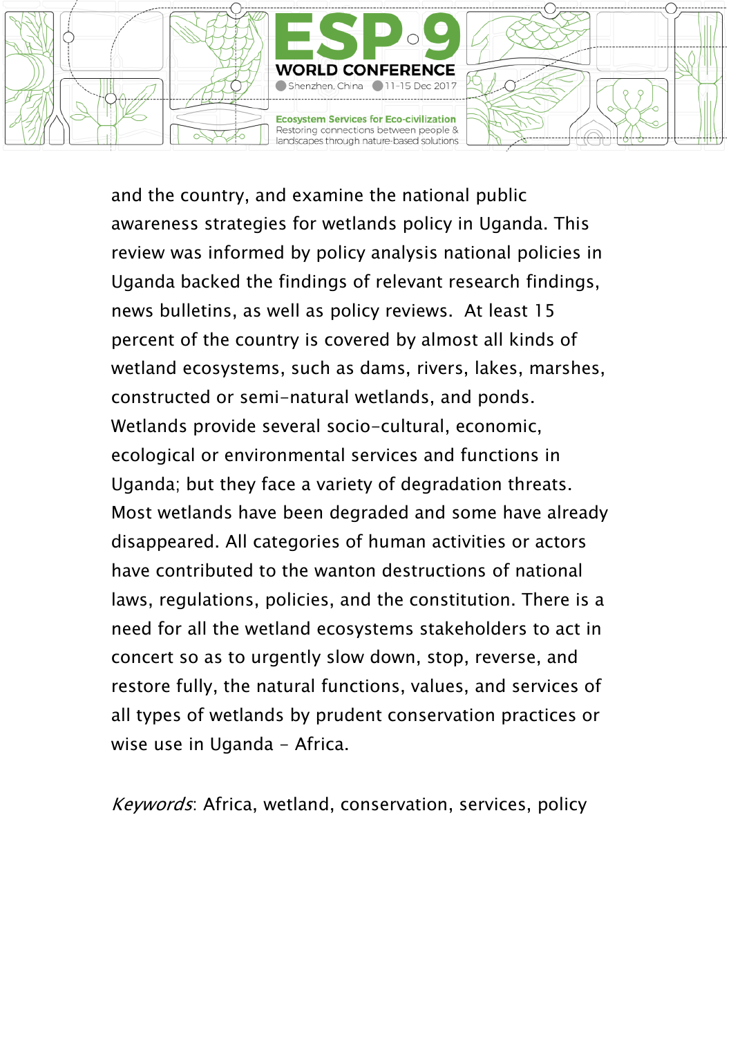and the country, and examine the national public awareness strategies for wetlands policy in Uganda. This review was informed by policy analysis national policies in Uganda backed the findings of relevant research findings, news bulletins, as well as policy reviews.  At least 15 percent of the country is covered by almost all kinds of wetland ecosystems, such as dams, rivers, lakes, marshes, constructed or semi-natural wetlands, and ponds. Wetlands provide several socio-cultural, economic, ecological or environmental services and functions in Uganda; but they face a variety of degradation threats. Most wetlands have been degraded and some have already disappeared. All categories of human activities or actors have contributed to the wanton destructions of national laws, regulations, policies, and the constitution. There is a need for all the wetland ecosystems stakeholders to act in concert so as to urgently slow down, stop, reverse, and restore fully, the natural functions, values, and services of all types of wetlands by prudent conservation practices or wise use in Uganda - Africa.

*Keywords*: Africa, wetland, conservation, services, policy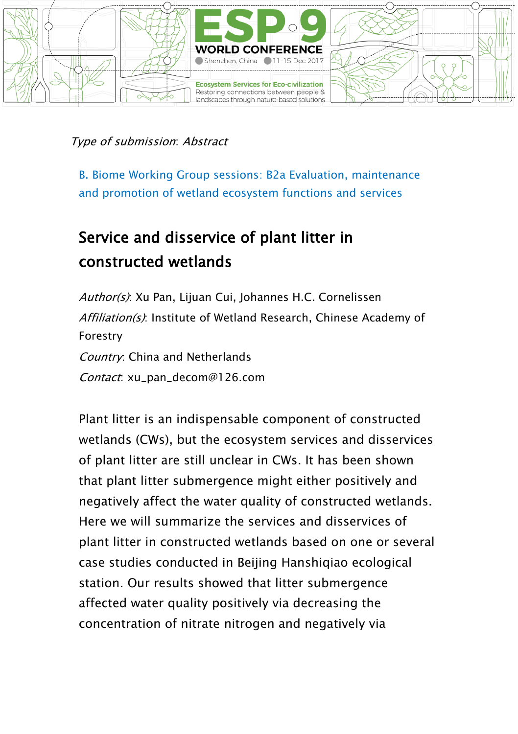*Type of submission*: *Abstract*

B. Biome Working Group sessions: B2a Evaluation, maintenance and promotion of wetland ecosystem functions and services

## Service and disservice of plant litter in constructed wetlands

*Author(s)*: Xu Pan, Lijuan Cui, Johannes H.C. Cornelissen

*Affiliation(s)*: Institute of Wetland Research, Chinese Academy of Forestry

*Country*: China and Netherlands

*Contact*: xu_pan_decom@126.com

Plant litter is an indispensable component of constructed wetlands (CWs), but the ecosystem services and disservices of plant litter are still unclear in CWs. It has been shown that plant litter submergence might either positively and negatively affect the water quality of constructed wetlands. Here we will summarize the services and disservices of plant litter in constructed wetlands based on one or several case studies conducted in Beijing Hanshiqiao ecological station. Our results showed that litter submergence affected water quality positively via decreasing the concentration of nitrate nitrogen and negatively via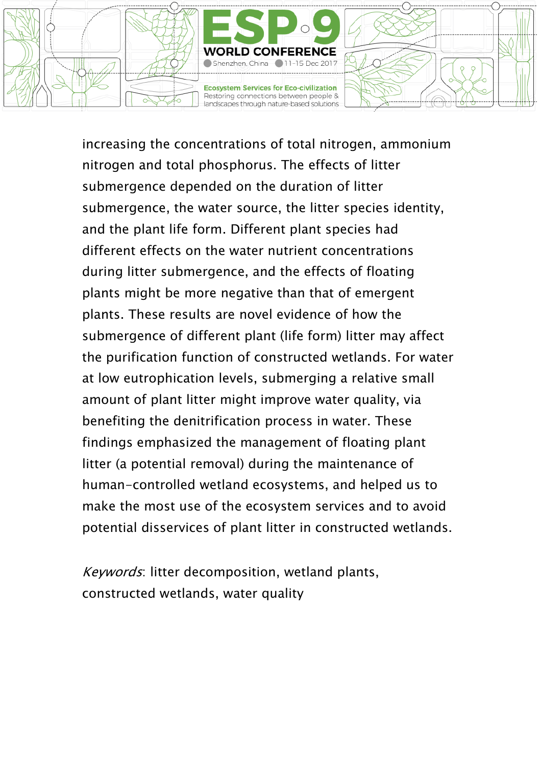increasing the concentrations of total nitrogen, ammonium nitrogen and total phosphorus. The effects of litter submergence depended on the duration of litter submergence, the water source, the litter species identity, and the plant life form. Different plant species had different effects on the water nutrient concentrations during litter submergence, and the effects of floating plants might be more negative than that of emergent plants. These results are novel evidence of how the submergence of different plant (life form) litter may affect the purification function of constructed wetlands. For water at low eutrophication levels, submerging a relative small amount of plant litter might improve water quality, via benefiting the denitrification process in water. These findings emphasized the management of floating plant litter (a potential removal) during the maintenance of human-controlled wetland ecosystems, and helped us to make the most use of the ecosystem services and to avoid potential disservices of plant litter in constructed wetlands.

*Keywords*: litter decomposition, wetland plants, constructed wetlands, water quality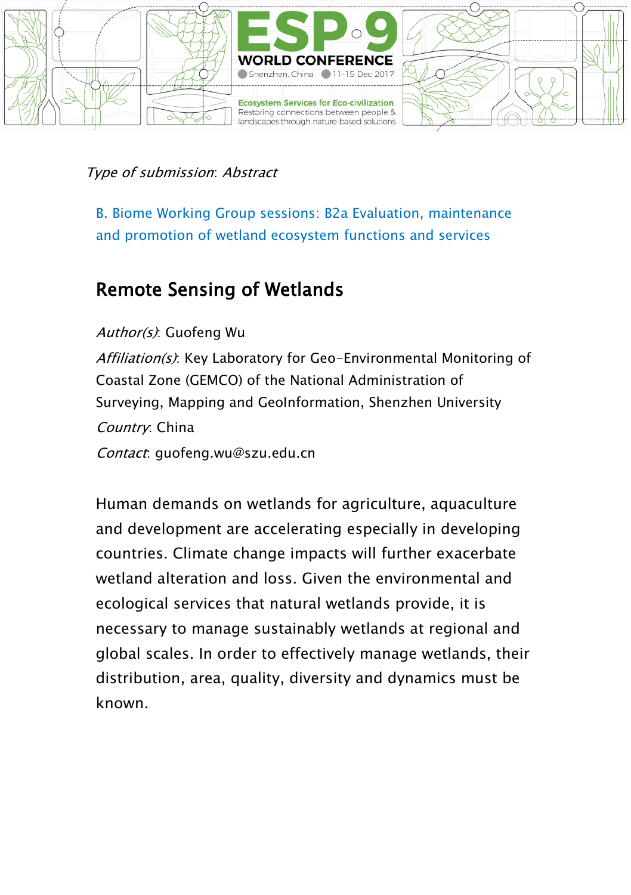*Type of submission*: *Abstract*

B. Biome Working Group sessions: B2a Evaluation, maintenance and promotion of wetland ecosystem functions and services

## Remote Sensing of Wetlands

*Author(s)*: Guofeng Wu

*Affiliation(s)*: Key Laboratory for Geo-Environmental Monitoring of Coastal Zone (GEMCO) of the National Administration of Surveying, Mapping and GeoInformation, Shenzhen University

*Country*: China

*Contact*: guofeng.wu@szu.edu.cn

Human demands on wetlands for agriculture, aquaculture and development are accelerating especially in developing countries. Climate change impacts will further exacerbate wetland alteration and loss. Given the environmental and ecological services that natural wetlands provide, it is necessary to manage sustainably wetlands at regional and global scales. In order to effectively manage wetlands, their distribution, area, quality, diversity and dynamics must be known.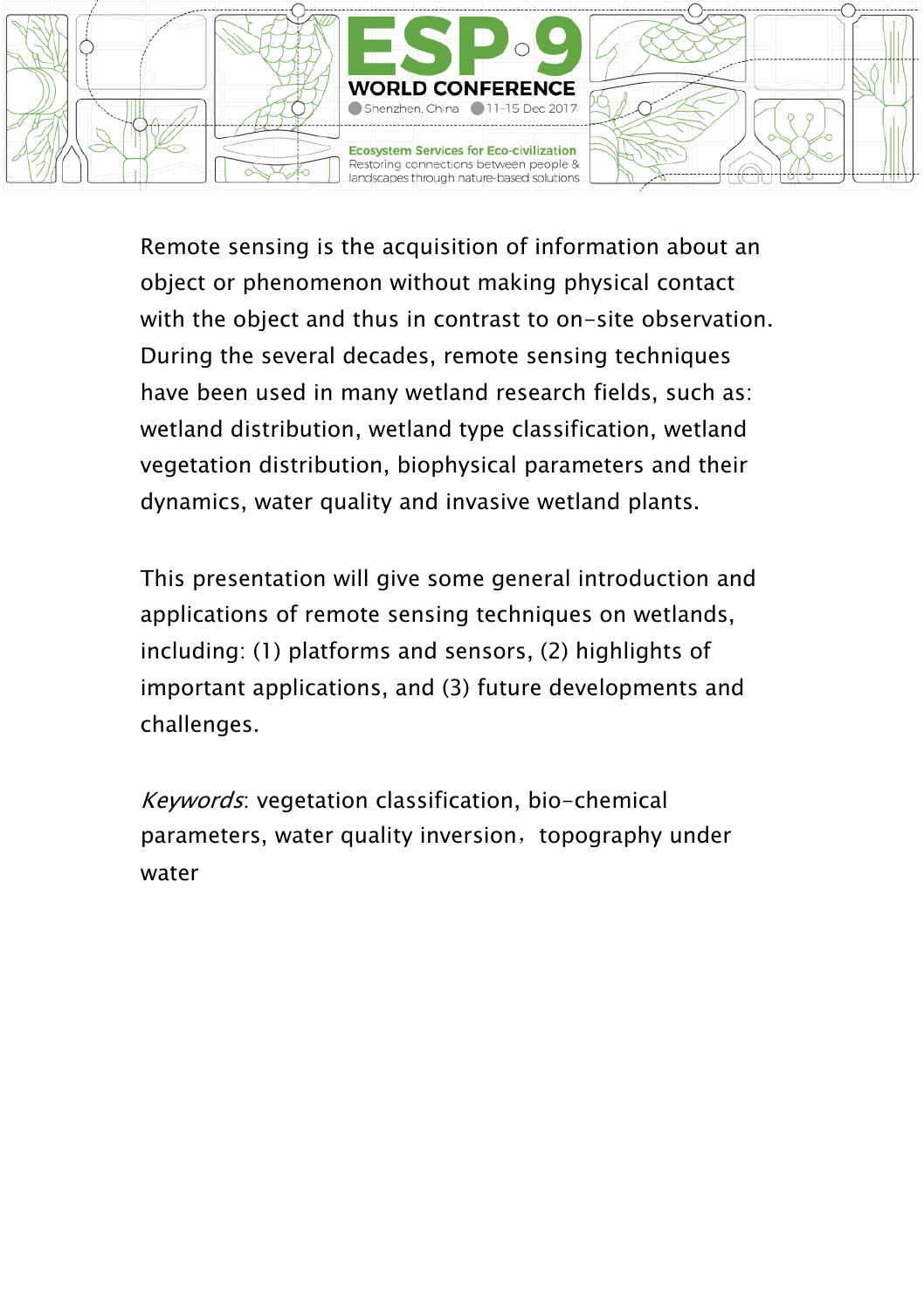Remote sensing is the acquisition of information about an object or phenomenon without making physical contact with the object and thus in contrast to on-site observation. During the several decades, remote sensing techniques have been used in many wetland research fields, such as: wetland distribution, wetland type classification, wetland vegetation distribution, biophysical parameters and their dynamics, water quality and invasive wetland plants.

This presentation will give some general introduction and applications of remote sensing techniques on wetlands, including: (1) platforms and sensors, (2) highlights of important applications, and (3) future developments and challenges.

*Keywords*: vegetation classification, bio-chemical parameters, water quality inversion，topography under water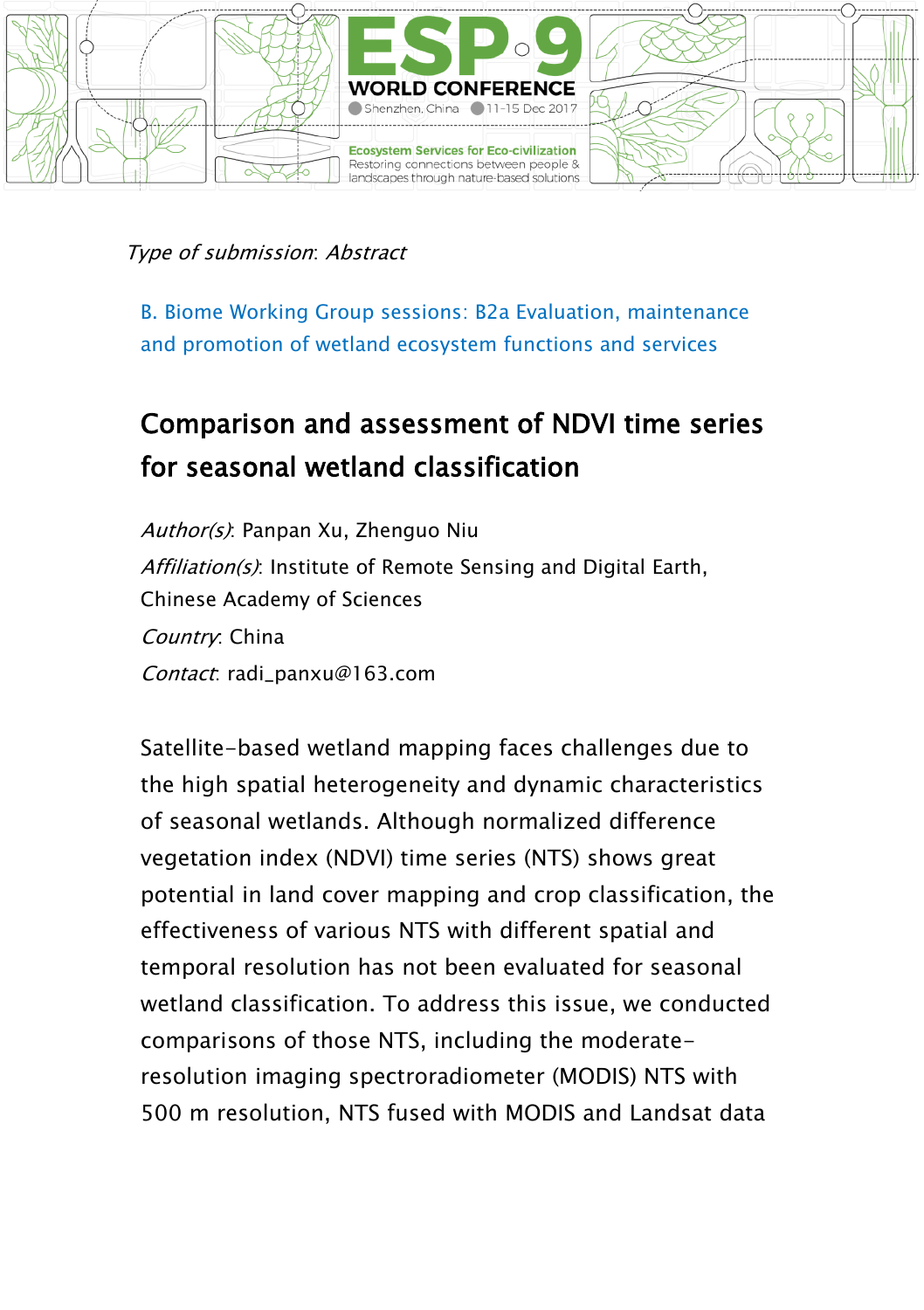*Type of submission*: *Abstract*

B. Biome Working Group sessions: B2a Evaluation, maintenance and promotion of wetland ecosystem functions and services

## Comparison and assessment of NDVI time series for seasonal wetland classification

*Author(s)*: Panpan Xu, Zhenguo Niu

*Affiliation(s)*: Institute of Remote Sensing and Digital Earth, Chinese Academy of Sciences

*Country*: China

*Contact*: radi_panxu@163.com

Satellite-based wetland mapping faces challenges due to the high spatial heterogeneity and dynamic characteristics of seasonal wetlands. Although normalized difference vegetation index (NDVI) time series (NTS) shows great potential in land cover mapping and crop classification, the effectiveness of various NTS with different spatial and temporal resolution has not been evaluated for seasonal wetland classification. To address this issue, we conducted comparisons of those NTS, including the moderate-resolution imaging spectroradiometer (MODIS) NTS with 500 m resolution, NTS fused with MODIS and Landsat data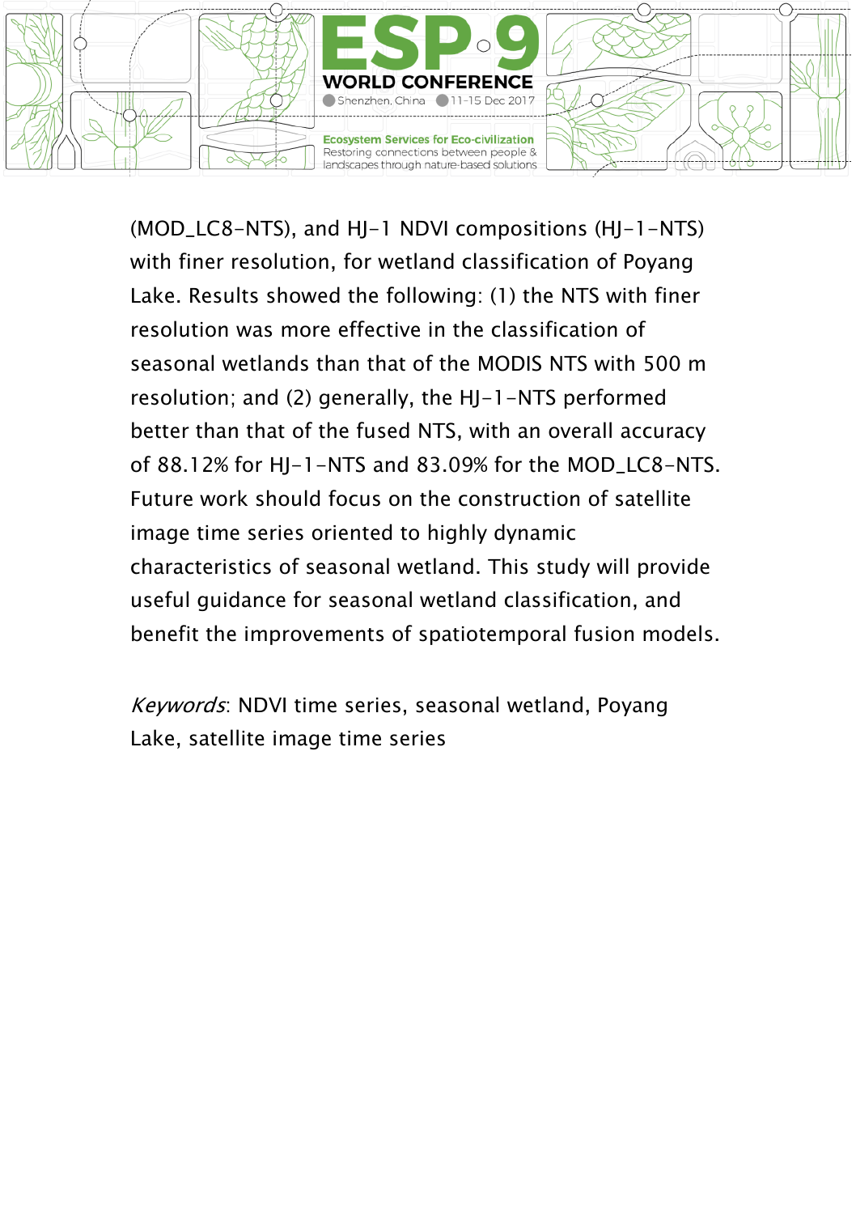(MOD_LC8-NTS), and HJ-1 NDVI compositions (HJ-1-NTS) with finer resolution, for wetland classification of Poyang Lake. Results showed the following: (1) the NTS with finer resolution was more effective in the classification of seasonal wetlands than that of the MODIS NTS with 500 m resolution; and (2) generally, the HJ-1-NTS performed better than that of the fused NTS, with an overall accuracy of 88.12% for HJ-1-NTS and 83.09% for the MOD_LC8-NTS. Future work should focus on the construction of satellite image time series oriented to highly dynamic characteristics of seasonal wetland. This study will provide useful guidance for seasonal wetland classification, and benefit the improvements of spatiotemporal fusion models.

*Keywords*: NDVI time series, seasonal wetland, Poyang Lake, satellite image time series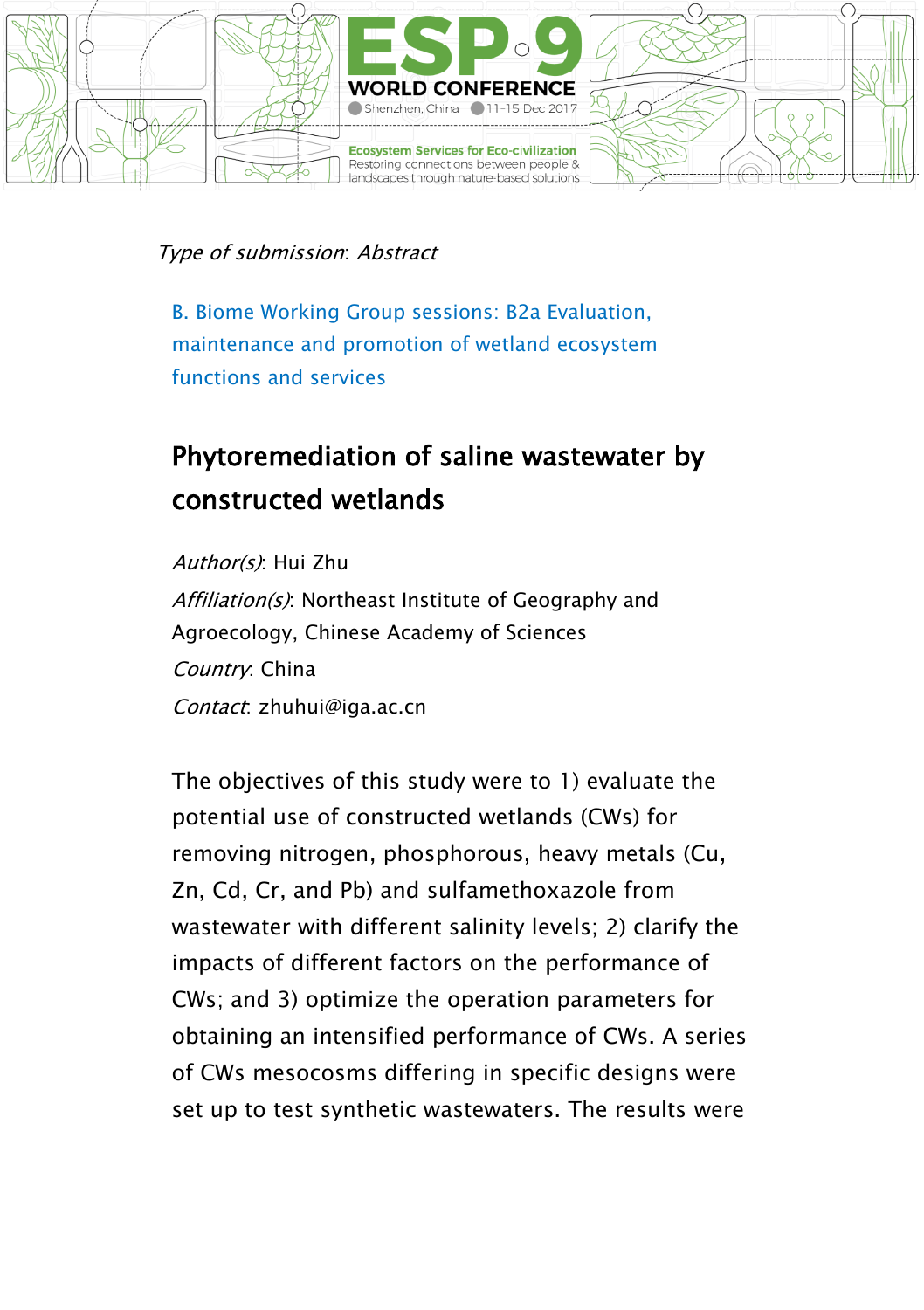*Type of submission*: *Abstract*

B. Biome Working Group sessions: B2a Evaluation, maintenance and promotion of wetland ecosystem functions and services

## Phytoremediation of saline wastewater by constructed wetlands

*Author(s)*: Hui Zhu

*Affiliation(s)*: Northeast Institute of Geography and Agroecology, Chinese Academy of Sciences

*Country*: China

*Contact*: zhuhui@iga.ac.cn

The objectives of this study were to 1) evaluate the potential use of constructed wetlands (CWs) for removing nitrogen, phosphorous, heavy metals (Cu, Zn, Cd, Cr, and Pb) and sulfamethoxazole from wastewater with different salinity levels; 2) clarify the impacts of different factors on the performance of CWs; and 3) optimize the operation parameters for obtaining an intensified performance of CWs. A series of CWs mesocosms differing in specific designs were set up to test synthetic wastewaters. The results were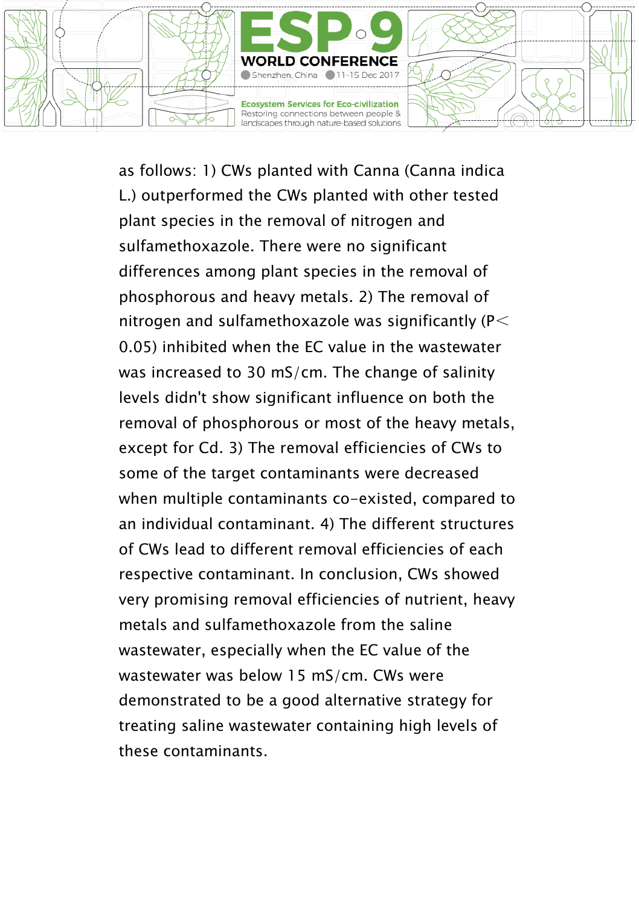as follows: 1) CWs planted with Canna (Canna indica L.) outperformed the CWs planted with other tested plant species in the removal of nitrogen and sulfamethoxazole. There were no significant differences among plant species in the removal of phosphorous and heavy metals. 2) The removal of nitrogen and sulfamethoxazole was significantly ($P < 0.05$) inhibited when the EC value in the wastewater was increased to 30 mS/cm. The change of salinity levels didn't show significant influence on both the removal of phosphorous or most of the heavy metals, except for Cd. 3) The removal efficiencies of CWs to some of the target contaminants were decreased when multiple contaminants co-existed, compared to an individual contaminant. 4) The different structures of CWs lead to different removal efficiencies of each respective contaminant. In conclusion, CWs showed very promising removal efficiencies of nutrient, heavy metals and sulfamethoxazole from the saline wastewater, especially when the EC value of the wastewater was below 15 mS/cm. CWs were demonstrated to be a good alternative strategy for treating saline wastewater containing high levels of these contaminants.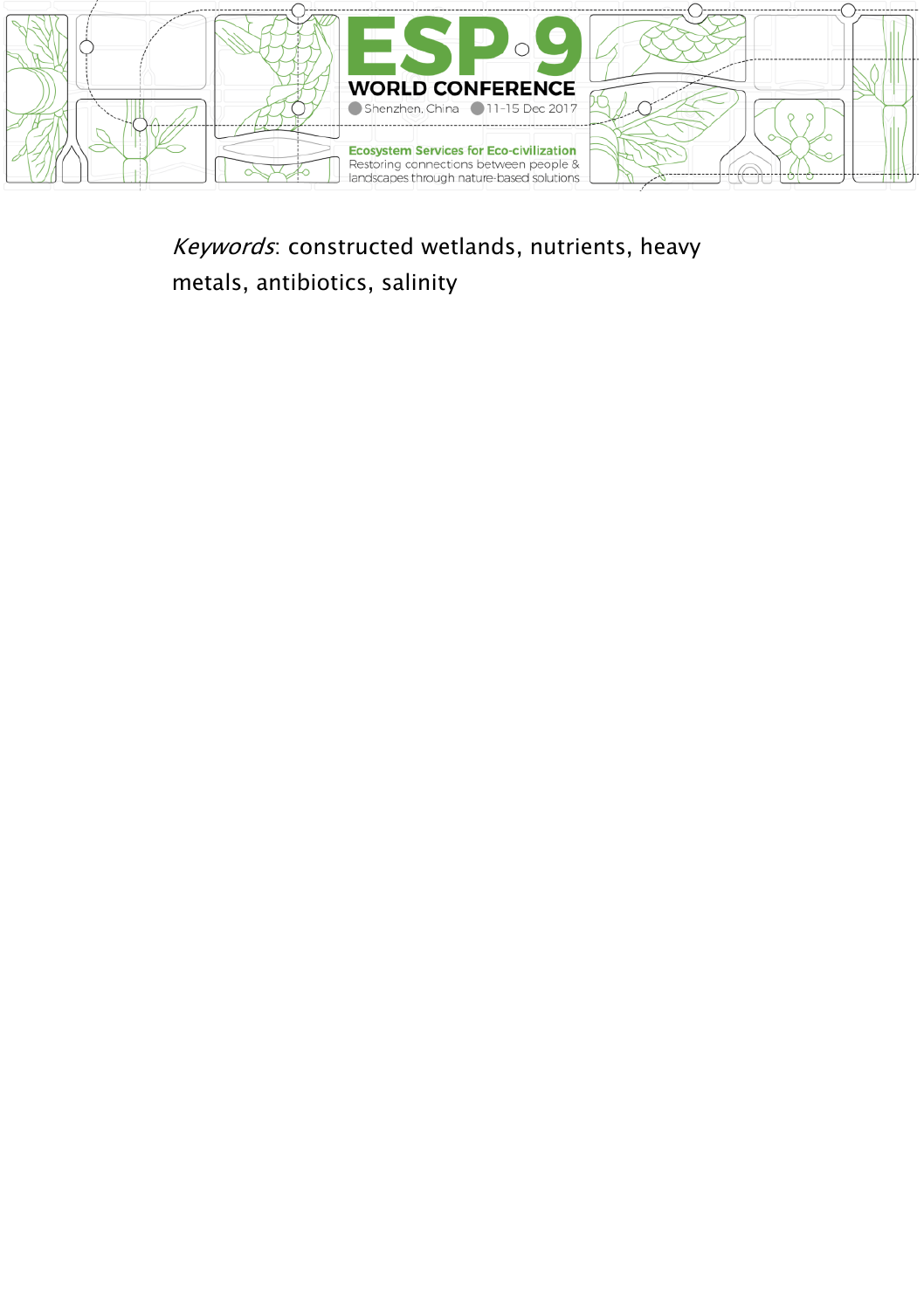*Keywords*: constructed wetlands, nutrients, heavy metals, antibiotics, salinity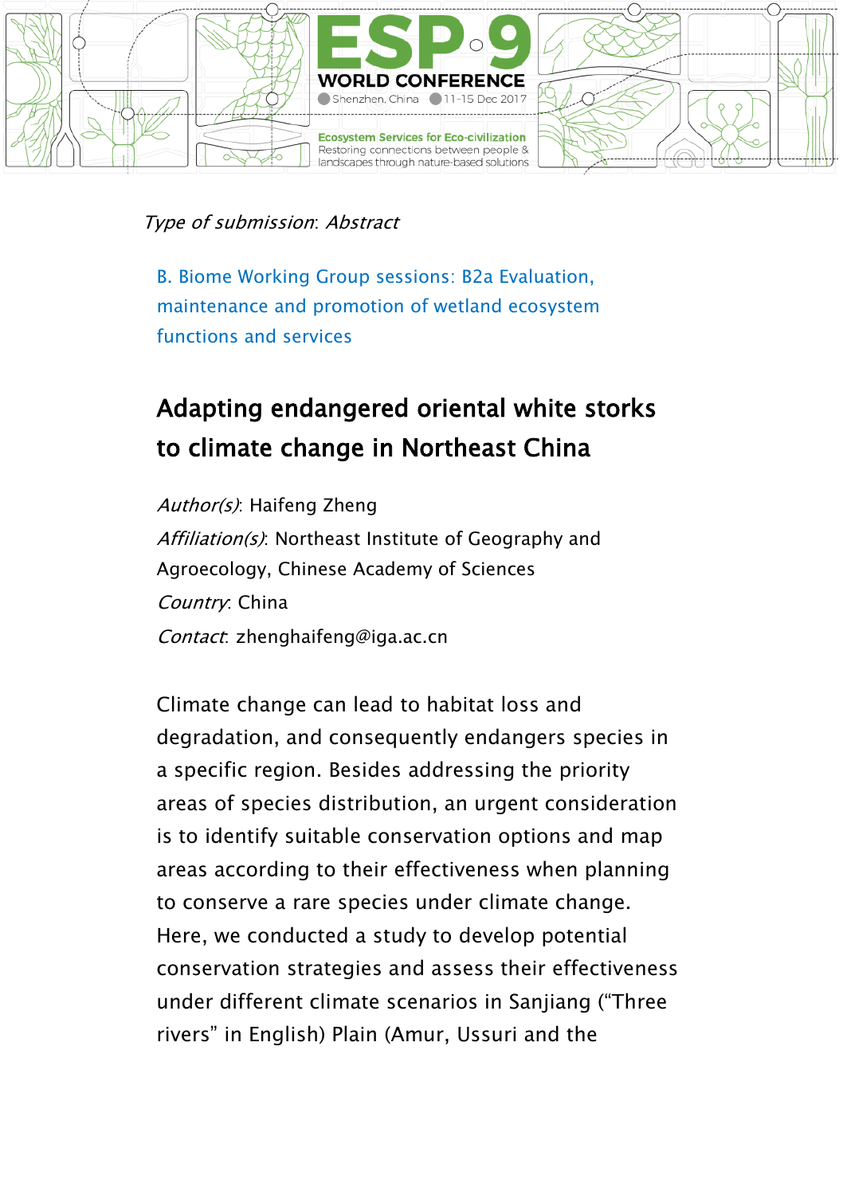*Type of submission*: *Abstract*

B. Biome Working Group sessions: B2a Evaluation, maintenance and promotion of wetland ecosystem functions and services

## Adapting endangered oriental white storks to climate change in Northeast China

*Author(s)*: Haifeng Zheng

*Affiliation(s)*: Northeast Institute of Geography and Agroecology, Chinese Academy of Sciences

*Country*: China

*Contact*: zhenghaifeng@iga.ac.cn

Climate change can lead to habitat loss and degradation, and consequently endangers species in a specific region. Besides addressing the priority areas of species distribution, an urgent consideration is to identify suitable conservation options and map areas according to their effectiveness when planning to conserve a rare species under climate change. Here, we conducted a study to develop potential conservation strategies and assess their effectiveness under different climate scenarios in Sanjiang ("Three rivers" in English) Plain (Amur, Ussuri and the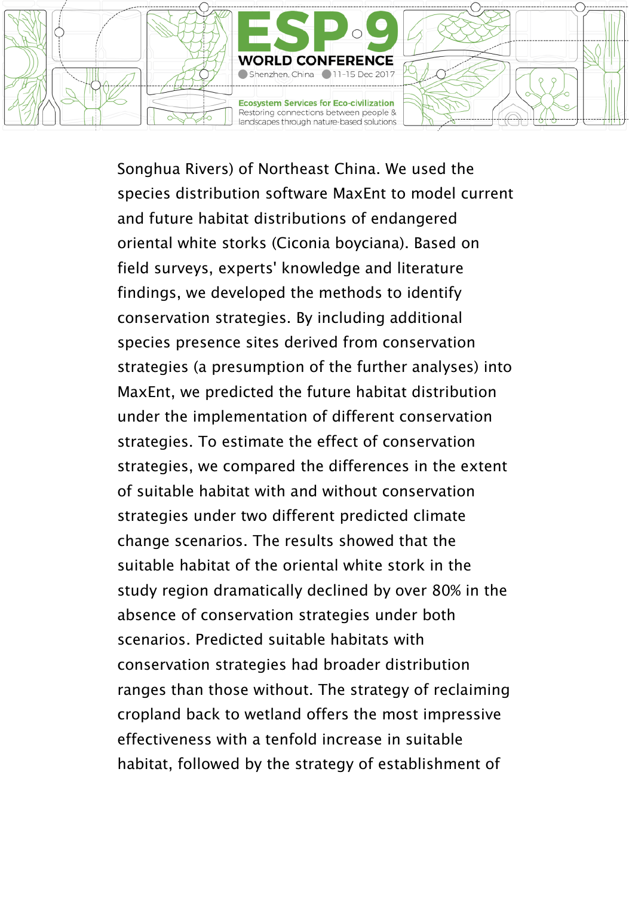Songhua Rivers) of Northeast China. We used the species distribution software MaxEnt to model current and future habitat distributions of endangered oriental white storks (Ciconia boyciana). Based on field surveys, experts' knowledge and literature findings, we developed the methods to identify conservation strategies. By including additional species presence sites derived from conservation strategies (a presumption of the further analyses) into MaxEnt, we predicted the future habitat distribution under the implementation of different conservation strategies. To estimate the effect of conservation strategies, we compared the differences in the extent of suitable habitat with and without conservation strategies under two different predicted climate change scenarios. The results showed that the suitable habitat of the oriental white stork in the study region dramatically declined by over 80% in the absence of conservation strategies under both scenarios. Predicted suitable habitats with conservation strategies had broader distribution ranges than those without. The strategy of reclaiming cropland back to wetland offers the most impressive effectiveness with a tenfold increase in suitable habitat, followed by the strategy of establishment of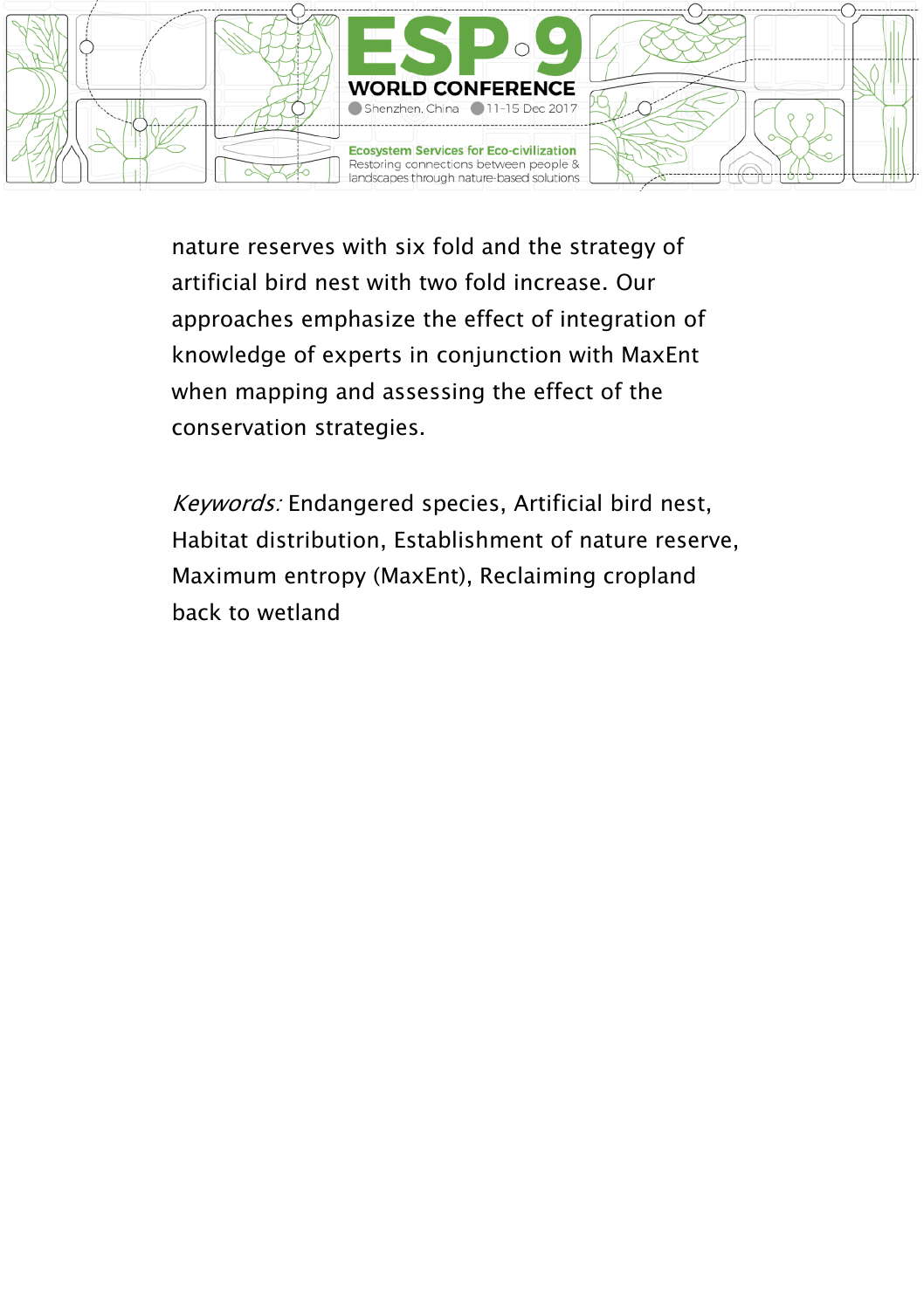nature reserves with six fold and the strategy of artificial bird nest with two fold increase. Our approaches emphasize the effect of integration of knowledge of experts in conjunction with MaxEnt when mapping and assessing the effect of the conservation strategies.

*Keywords:* Endangered species, Artificial bird nest, Habitat distribution, Establishment of nature reserve, Maximum entropy (MaxEnt), Reclaiming cropland back to wetland